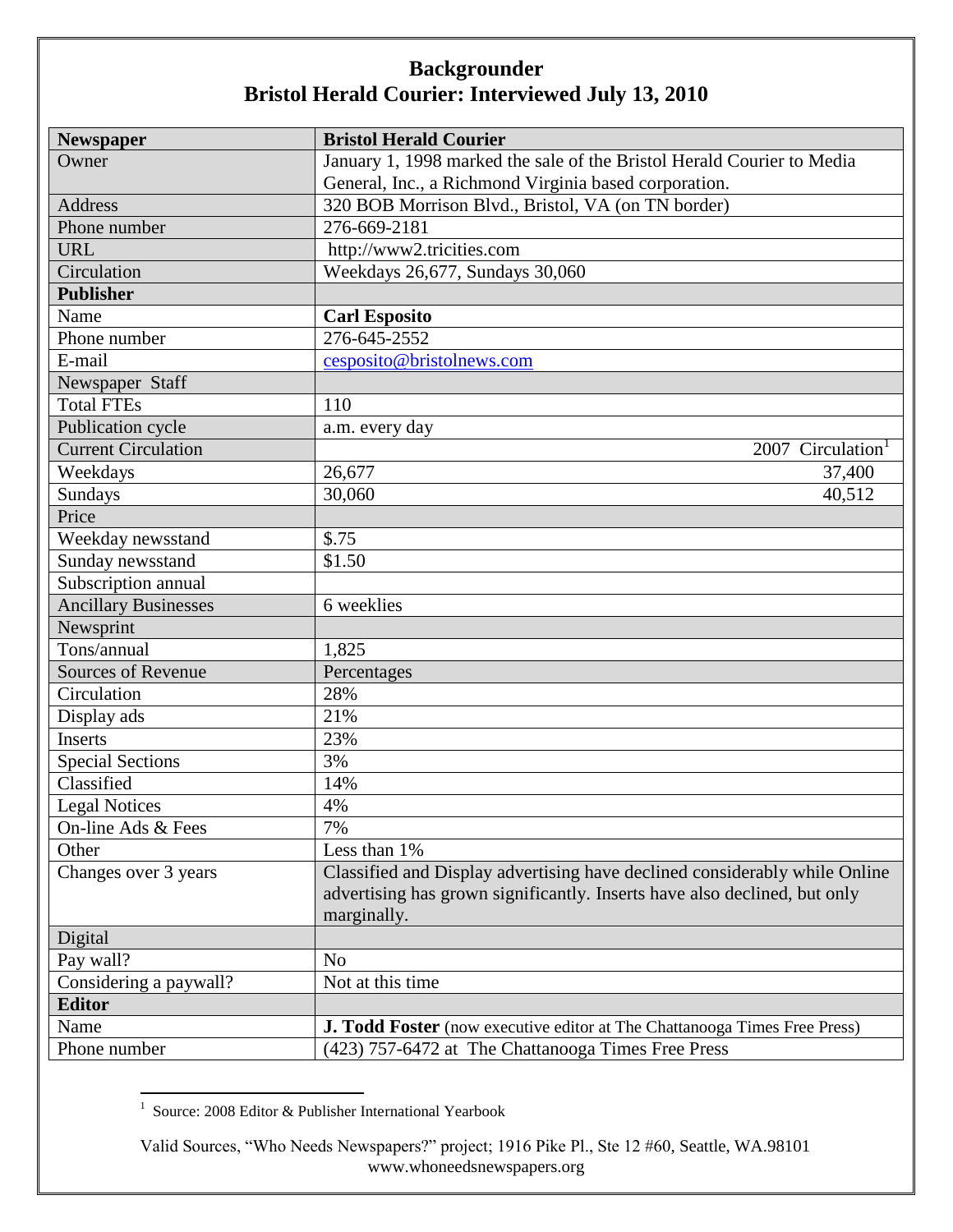# Backgrounder
## Bristol Herald Courier: Interviewed July 13, 2010

| Newspaper | Bristol Herald Courier | |
|---|---|---|
| Owner | January 1, 1998 marked the sale of the Bristol Herald Courier to Media General, Inc., a Richmond Virginia based corporation. | |
| Address | 320 BOB Morrison Blvd., Bristol, VA (on TN border) | |
| Phone number | 276-669-2181 | |
| URL | http://www2.tricities.com | |
| Circulation | Weekdays 26,677, Sundays 30,060 | |
| **Publisher** | | |
| Name | **Carl Esposito** | |
| Phone number | 276-645-2552 | |
| E-mail | cesposito@bristolnews.com | |
| Newspaper Staff | | |
| Total FTEs | 110 | |
| Publication cycle | a.m. every day | |
| Current Circulation | | 2007 Circulation[1] |
| Weekdays | 26,677 | 37,400 |
| Sundays | 30,060 | 40,512 |
| Price | | |
| Weekday newsstand | $.75 | |
| Sunday newsstand | $1.50 | |
| Subscription annual | | |
| Ancillary Businesses | 6 weeklies | |
| Newsprint | | |
| Tons/annual | 1,825 | |
| Sources of Revenue | Percentages | |
| Circulation | 28% | |
| Display ads | 21% | |
| Inserts | 23% | |
| Special Sections | 3% | |
| Classified | 14% | |
| Legal Notices | 4% | |
| On-line Ads & Fees | 7% | |
| Other | Less than 1% | |
| Changes over 3 years | Classified and Display advertising have declined considerably while Online advertising has grown significantly. Inserts have also declined, but only marginally. | |
| Digital | | |
| Pay wall? | No | |
| Considering a paywall? | Not at this time | |
| **Editor** | | |
| Name | **J. Todd Foster** (now executive editor at The Chattanooga Times Free Press) | |
| Phone number | (423) 757-6472 at The Chattanooga Times Free Press | |

[1] Source: 2008 Editor & Publisher International Yearbook

Valid Sources, "Who Needs Newspapers?" project; 1916 Pike Pl., Ste 12 #60, Seattle, WA.98101
www.whoneedsnewspapers.org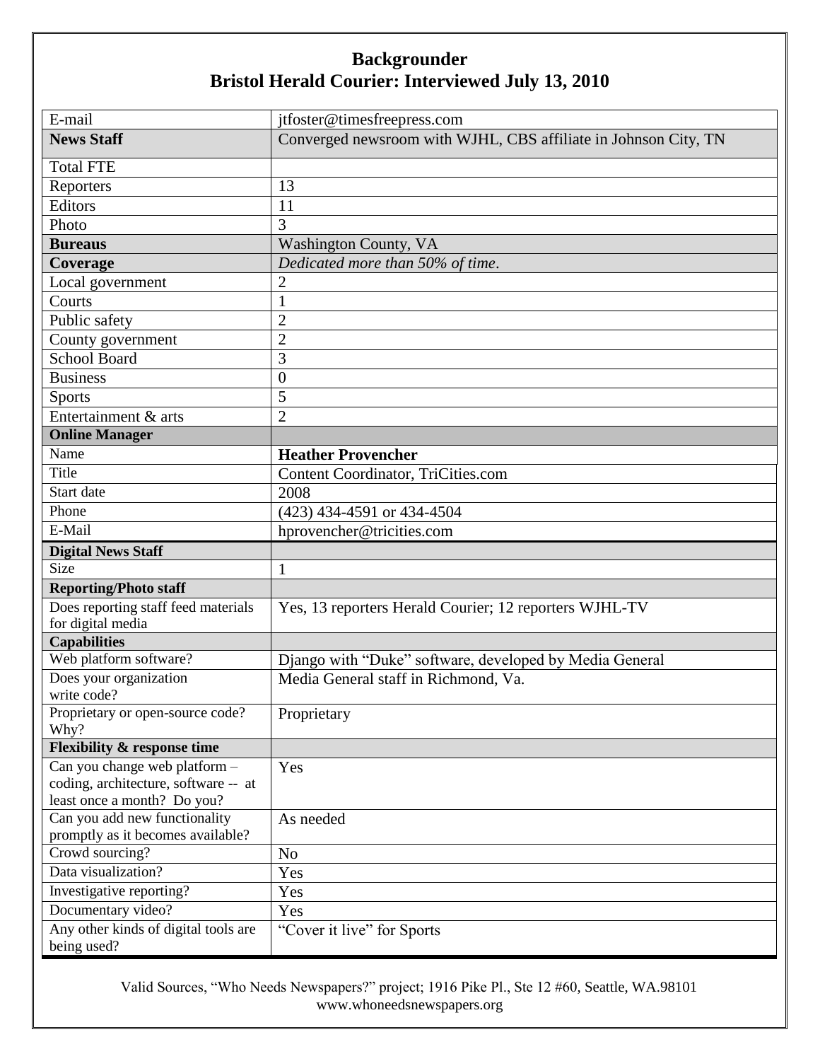# Backgrounder
## Bristol Herald Courier: Interviewed July 13, 2010

| E-mail | jtfoster@timesfreepress.com |
|---|---|
| **News Staff** | Converged newsroom with WJHL, CBS affiliate in Johnson City, TN |
| Total FTE | |
| Reporters | 13 |
| Editors | 11 |
| Photo | 3 |
| **Bureaus** | Washington County, VA |
| **Coverage** | *Dedicated more than 50% of time*. |
| Local government | 2 |
| Courts | 1 |
| Public safety | 2 |
| County government | 2 |
| School Board | 3 |
| Business | 0 |
| Sports | 5 |
| Entertainment & arts | 2 |
| **Online Manager** | |
| Name | **Heather Provencher** |
| Title | Content Coordinator, TriCities.com |
| Start date | 2008 |
| Phone | (423) 434-4591 or 434-4504 |
| E-Mail | hprovencher@tricities.com |
| **Digital News Staff** | |
| Size | 1 |
| **Reporting/Photo staff** | |
| Does reporting staff feed materials for digital media | Yes, 13 reporters Herald Courier; 12 reporters WJHL-TV |
| **Capabilities** | |
| Web platform software? | Django with "Duke" software, developed by Media General |
| Does your organization write code? | Media General staff in Richmond, Va. |
| Proprietary or open-source code? Why? | Proprietary |
| **Flexibility & response time** | |
| Can you change web platform – coding, architecture, software -- at least once a month? Do you? | Yes |
| Can you add new functionality promptly as it becomes available? | As needed |
| Crowd sourcing? | No |
| Data visualization? | Yes |
| Investigative reporting? | Yes |
| Documentary video? | Yes |
| Any other kinds of digital tools are being used? | "Cover it live" for Sports |

Valid Sources, "Who Needs Newspapers?" project; 1916 Pike Pl., Ste 12 #60, Seattle, WA.98101
www.whoneedsnewspapers.org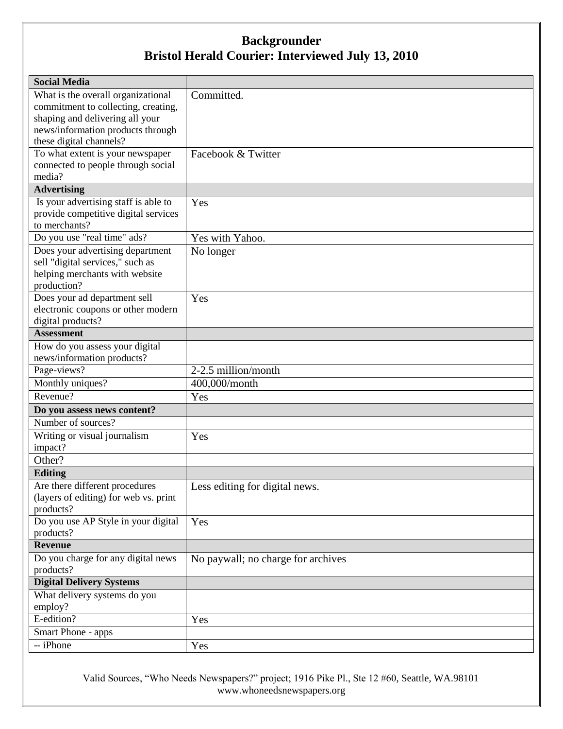# Backgrounder
## Bristol Herald Courier: Interviewed July 13, 2010

| **Social Media** | |
|---|---|
| What is the overall organizational commitment to collecting, creating, shaping and delivering all your news/information products through these digital channels? | Committed. |
| To what extent is your newspaper connected to people through social media? | Facebook & Twitter |
| **Advertising** | |
| Is your advertising staff is able to provide competitive digital services to merchants? | Yes |
| Do you use "real time" ads? | Yes with Yahoo. |
| Does your advertising department sell "digital services," such as helping merchants with website production? | No longer |
| Does your ad department sell electronic coupons or other modern digital products? | Yes |
| **Assessment** | |
| How do you assess your digital news/information products? | |
| Page-views? | 2-2.5 million/month |
| Monthly uniques? | 400,000/month |
| Revenue? | Yes |
| **Do you assess news content?** | |
| Number of sources? | |
| Writing or visual journalism impact? | Yes |
| Other? | |
| **Editing** | |
| Are there different procedures (layers of editing) for web vs. print products? | Less editing for digital news. |
| Do you use AP Style in your digital products? | Yes |
| **Revenue** | |
| Do you charge for any digital news products? | No paywall; no charge for archives |
| **Digital Delivery Systems** | |
| What delivery systems do you employ? | |
| E-edition? | Yes |
| Smart Phone - apps | |
| -- iPhone | Yes |

Valid Sources, "Who Needs Newspapers?" project; 1916 Pike Pl., Ste 12 #60, Seattle, WA.98101
www.whoneedsnewspapers.org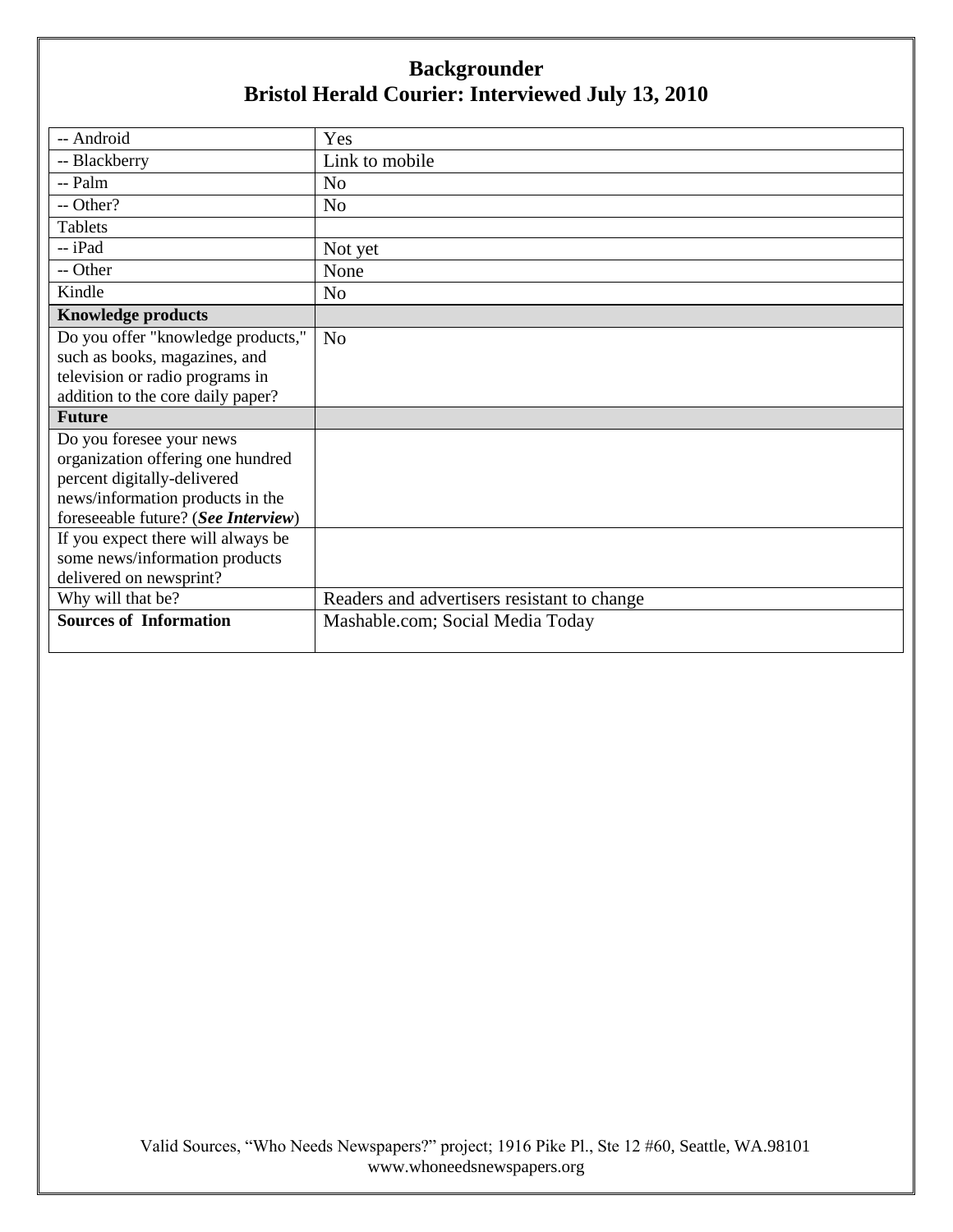## Backgrounder
## Bristol Herald Courier: Interviewed July 13, 2010

| | |
|---|---|
| -- Android | Yes |
| -- Blackberry | Link to mobile |
| -- Palm | No |
| -- Other? | No |
| Tablets | |
| -- iPad | Not yet |
| -- Other | None |
| Kindle | No |
| **Knowledge products** | |
| Do you offer "knowledge products," such as books, magazines, and television or radio programs in addition to the core daily paper? | No |
| **Future** | |
| Do you foresee your news organization offering one hundred percent digitally-delivered news/information products in the foreseeable future? (***See Interview***) | |
| If you expect there will always be some news/information products delivered on newsprint? | |
| Why will that be? | Readers and advertisers resistant to change |
| **Sources of Information** | Mashable.com; Social Media Today |

Valid Sources, "Who Needs Newspapers?" project; 1916 Pike Pl., Ste 12 #60, Seattle, WA.98101
www.whoneedsnewspapers.org